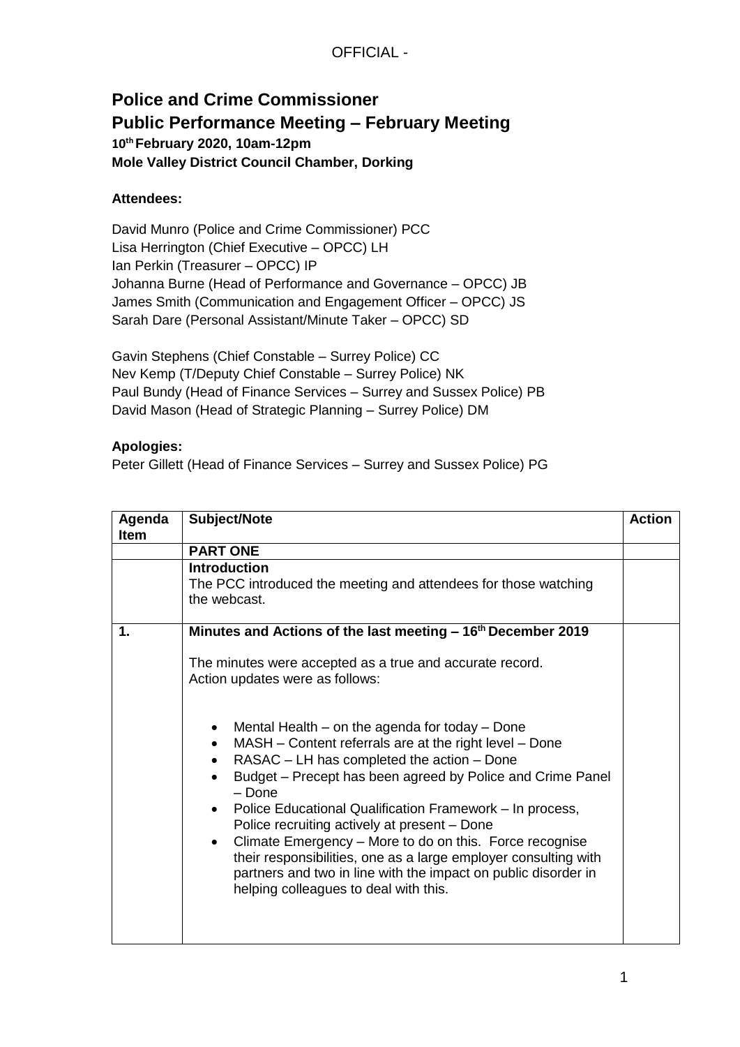# Police and Crime Commissioner
## Public Performance Meeting – February Meeting

**10th February 2020, 10am-12pm**
**Mole Valley District Council Chamber, Dorking**

**Attendees:**

David Munro (Police and Crime Commissioner) PCC
Lisa Herrington (Chief Executive – OPCC) LH
Ian Perkin (Treasurer – OPCC) IP
Johanna Burne (Head of Performance and Governance – OPCC) JB
James Smith (Communication and Engagement Officer – OPCC) JS
Sarah Dare (Personal Assistant/Minute Taker – OPCC) SD

Gavin Stephens (Chief Constable – Surrey Police) CC
Nev Kemp (T/Deputy Chief Constable – Surrey Police) NK
Paul Bundy (Head of Finance Services – Surrey and Sussex Police) PB
David Mason (Head of Strategic Planning – Surrey Police) DM

**Apologies:**
Peter Gillett (Head of Finance Services – Surrey and Sussex Police) PG

| Agenda Item | Subject/Note | Action |
|---|---|---|
| | **PART ONE** | |
| | **Introduction**<br>The PCC introduced the meeting and attendees for those watching the webcast. | |
| **1.** | **Minutes and Actions of the last meeting – 16th December 2019**<br><br>The minutes were accepted as a true and accurate record.<br>Action updates were as follows:<br><br>• Mental Health – on the agenda for today – Done<br>• MASH – Content referrals are at the right level – Done<br>• RASAC – LH has completed the action – Done<br>• Budget – Precept has been agreed by Police and Crime Panel – Done<br>• Police Educational Qualification Framework – In process, Police recruiting actively at present – Done<br>• Climate Emergency – More to do on this. Force recognise their responsibilities, one as a large employer consulting with partners and two in line with the impact on public disorder in helping colleagues to deal with this. | |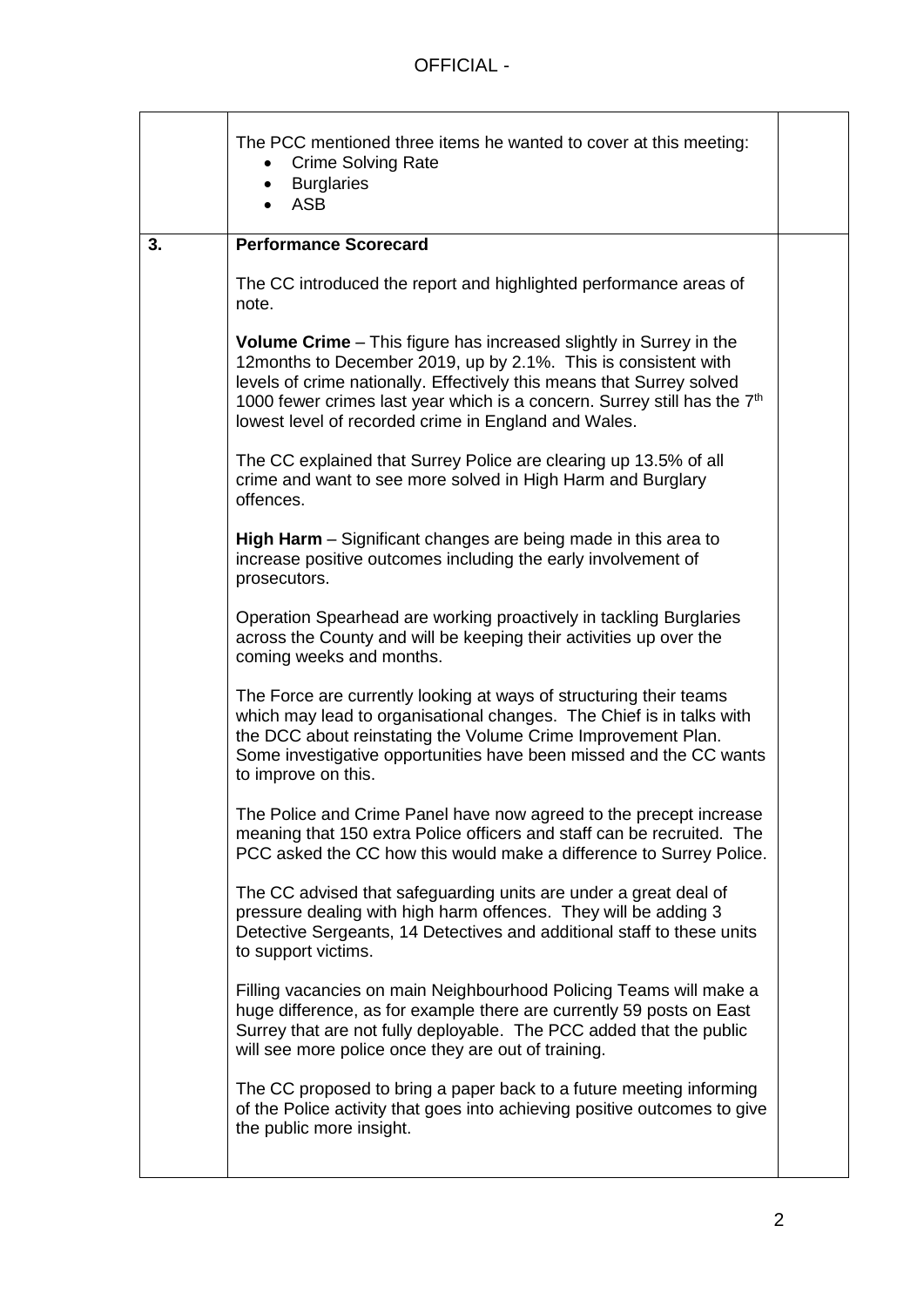The PCC mentioned three items he wanted to cover at this meeting:

- Crime Solving Rate
- Burglaries
- ASB

| | | |
|---|---|---|
| **3.** | **Performance Scorecard**<br><br>The CC introduced the report and highlighted performance areas of note.<br><br>**Volume Crime** – This figure has increased slightly in Surrey in the 12months to December 2019, up by 2.1%. This is consistent with levels of crime nationally. Effectively this means that Surrey solved 1000 fewer crimes last year which is a concern. Surrey still has the 7th lowest level of recorded crime in England and Wales.<br><br>The CC explained that Surrey Police are clearing up 13.5% of all crime and want to see more solved in High Harm and Burglary offences.<br><br>**High Harm** – Significant changes are being made in this area to increase positive outcomes including the early involvement of prosecutors.<br><br>Operation Spearhead are working proactively in tackling Burglaries across the County and will be keeping their activities up over the coming weeks and months.<br><br>The Force are currently looking at ways of structuring their teams which may lead to organisational changes. The Chief is in talks with the DCC about reinstating the Volume Crime Improvement Plan. Some investigative opportunities have been missed and the CC wants to improve on this.<br><br>The Police and Crime Panel have now agreed to the precept increase meaning that 150 extra Police officers and staff can be recruited. The PCC asked the CC how this would make a difference to Surrey Police.<br><br>The CC advised that safeguarding units are under a great deal of pressure dealing with high harm offences. They will be adding 3 Detective Sergeants, 14 Detectives and additional staff to these units to support victims.<br><br>Filling vacancies on main Neighbourhood Policing Teams will make a huge difference, as for example there are currently 59 posts on East Surrey that are not fully deployable. The PCC added that the public will see more police once they are out of training.<br><br>The CC proposed to bring a paper back to a future meeting informing of the Police activity that goes into achieving positive outcomes to give the public more insight. | |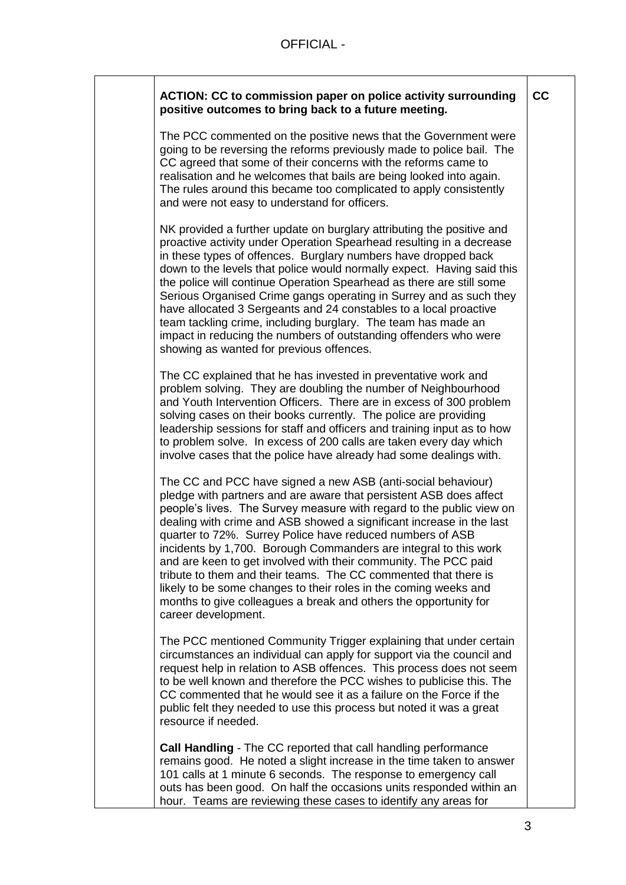| | | |
|---|---|---|
| | **ACTION: CC to commission paper on police activity surrounding positive outcomes to bring back to a future meeting.**<br><br>The PCC commented on the positive news that the Government were going to be reversing the reforms previously made to police bail. The CC agreed that some of their concerns with the reforms came to realisation and he welcomes that bails are being looked into again. The rules around this became too complicated to apply consistently and were not easy to understand for officers.<br><br>NK provided a further update on burglary attributing the positive and proactive activity under Operation Spearhead resulting in a decrease in these types of offences. Burglary numbers have dropped back down to the levels that police would normally expect. Having said this the police will continue Operation Spearhead as there are still some Serious Organised Crime gangs operating in Surrey and as such they have allocated 3 Sergeants and 24 constables to a local proactive team tackling crime, including burglary. The team has made an impact in reducing the numbers of outstanding offenders who were showing as wanted for previous offences.<br><br>The CC explained that he has invested in preventative work and problem solving. They are doubling the number of Neighbourhood and Youth Intervention Officers. There are in excess of 300 problem solving cases on their books currently. The police are providing leadership sessions for staff and officers and training input as to how to problem solve. In excess of 200 calls are taken every day which involve cases that the police have already had some dealings with.<br><br>The CC and PCC have signed a new ASB (anti-social behaviour) pledge with partners and are aware that persistent ASB does affect people's lives. The Survey measure with regard to the public view on dealing with crime and ASB showed a significant increase in the last quarter to 72%. Surrey Police have reduced numbers of ASB incidents by 1,700. Borough Commanders are integral to this work and are keen to get involved with their community. The PCC paid tribute to them and their teams. The CC commented that there is likely to be some changes to their roles in the coming weeks and months to give colleagues a break and others the opportunity for career development.<br><br>The PCC mentioned Community Trigger explaining that under certain circumstances an individual can apply for support via the council and request help in relation to ASB offences. This process does not seem to be well known and therefore the PCC wishes to publicise this. The CC commented that he would see it as a failure on the Force if the public felt they needed to use this process but noted it was a great resource if needed.<br><br>**Call Handling** - The CC reported that call handling performance remains good. He noted a slight increase in the time taken to answer 101 calls at 1 minute 6 seconds. The response to emergency call outs has been good. On half the occasions units responded within an hour. Teams are reviewing these cases to identify any areas for | **CC** |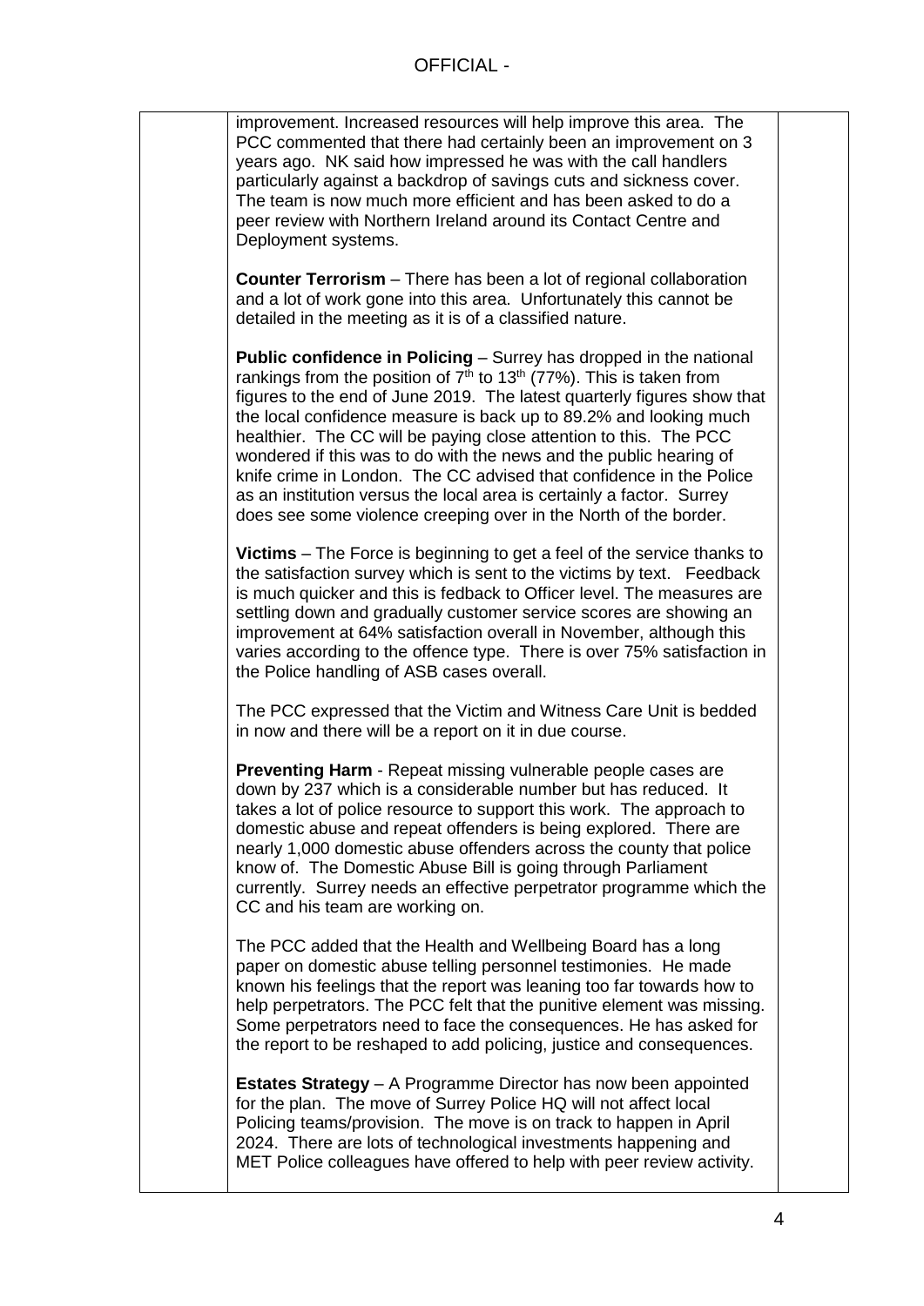improvement. Increased resources will help improve this area. The PCC commented that there had certainly been an improvement on 3 years ago. NK said how impressed he was with the call handlers particularly against a backdrop of savings cuts and sickness cover. The team is now much more efficient and has been asked to do a peer review with Northern Ireland around its Contact Centre and Deployment systems.

**Counter Terrorism** – There has been a lot of regional collaboration and a lot of work gone into this area. Unfortunately this cannot be detailed in the meeting as it is of a classified nature.

**Public confidence in Policing** – Surrey has dropped in the national rankings from the position of 7th to 13th (77%). This is taken from figures to the end of June 2019. The latest quarterly figures show that the local confidence measure is back up to 89.2% and looking much healthier. The CC will be paying close attention to this. The PCC wondered if this was to do with the news and the public hearing of knife crime in London. The CC advised that confidence in the Police as an institution versus the local area is certainly a factor. Surrey does see some violence creeping over in the North of the border.

**Victims** – The Force is beginning to get a feel of the service thanks to the satisfaction survey which is sent to the victims by text. Feedback is much quicker and this is fedback to Officer level. The measures are settling down and gradually customer service scores are showing an improvement at 64% satisfaction overall in November, although this varies according to the offence type. There is over 75% satisfaction in the Police handling of ASB cases overall.

The PCC expressed that the Victim and Witness Care Unit is bedded in now and there will be a report on it in due course.

**Preventing Harm** - Repeat missing vulnerable people cases are down by 237 which is a considerable number but has reduced. It takes a lot of police resource to support this work. The approach to domestic abuse and repeat offenders is being explored. There are nearly 1,000 domestic abuse offenders across the county that police know of. The Domestic Abuse Bill is going through Parliament currently. Surrey needs an effective perpetrator programme which the CC and his team are working on.

The PCC added that the Health and Wellbeing Board has a long paper on domestic abuse telling personnel testimonies. He made known his feelings that the report was leaning too far towards how to help perpetrators. The PCC felt that the punitive element was missing. Some perpetrators need to face the consequences. He has asked for the report to be reshaped to add policing, justice and consequences.

**Estates Strategy** – A Programme Director has now been appointed for the plan. The move of Surrey Police HQ will not affect local Policing teams/provision. The move is on track to happen in April 2024. There are lots of technological investments happening and MET Police colleagues have offered to help with peer review activity.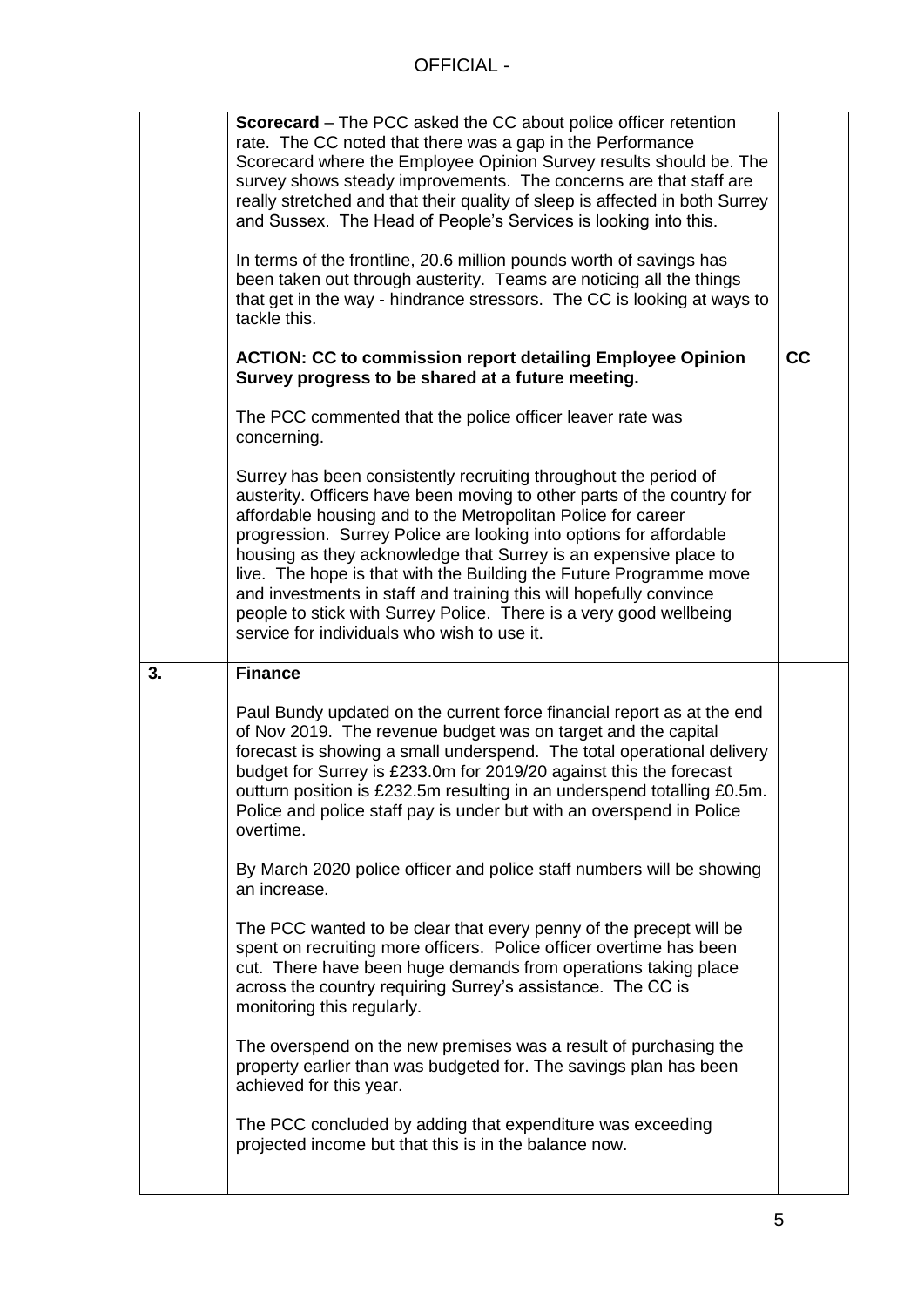| | | |
|---|---|---|
| | **Scorecard** – The PCC asked the CC about police officer retention rate. The CC noted that there was a gap in the Performance Scorecard where the Employee Opinion Survey results should be. The survey shows steady improvements. The concerns are that staff are really stretched and that their quality of sleep is affected in both Surrey and Sussex. The Head of People's Services is looking into this.<br><br>In terms of the frontline, 20.6 million pounds worth of savings has been taken out through austerity. Teams are noticing all the things that get in the way - hindrance stressors. The CC is looking at ways to tackle this.<br><br>**ACTION: CC to commission report detailing Employee Opinion Survey progress to be shared at a future meeting.**<br><br>The PCC commented that the police officer leaver rate was concerning.<br><br>Surrey has been consistently recruiting throughout the period of austerity. Officers have been moving to other parts of the country for affordable housing and to the Metropolitan Police for career progression. Surrey Police are looking into options for affordable housing as they acknowledge that Surrey is an expensive place to live. The hope is that with the Building the Future Programme move and investments in staff and training this will hopefully convince people to stick with Surrey Police. There is a very good wellbeing service for individuals who wish to use it. | **CC** |
| **3.** | **Finance**<br><br>Paul Bundy updated on the current force financial report as at the end of Nov 2019. The revenue budget was on target and the capital forecast is showing a small underspend. The total operational delivery budget for Surrey is £233.0m for 2019/20 against this the forecast outturn position is £232.5m resulting in an underspend totalling £0.5m. Police and police staff pay is under but with an overspend in Police overtime.<br><br>By March 2020 police officer and police staff numbers will be showing an increase.<br><br>The PCC wanted to be clear that every penny of the precept will be spent on recruiting more officers. Police officer overtime has been cut. There have been huge demands from operations taking place across the country requiring Surrey's assistance. The CC is monitoring this regularly.<br><br>The overspend on the new premises was a result of purchasing the property earlier than was budgeted for. The savings plan has been achieved for this year.<br><br>The PCC concluded by adding that expenditure was exceeding projected income but that this is in the balance now. | |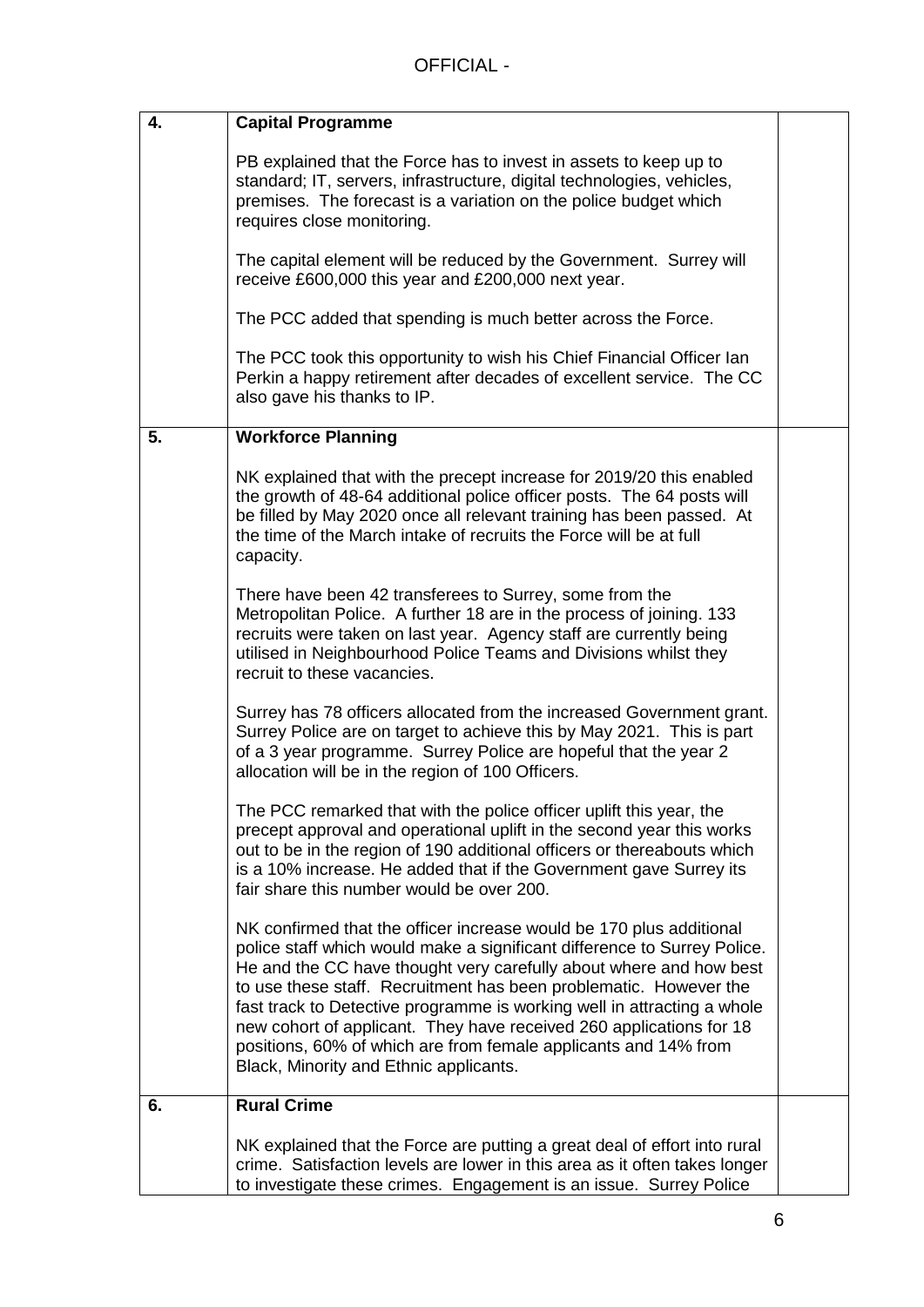| | | |
|---|---|---|
| **4.** | **Capital Programme**<br><br>PB explained that the Force has to invest in assets to keep up to standard; IT, servers, infrastructure, digital technologies, vehicles, premises. The forecast is a variation on the police budget which requires close monitoring.<br><br>The capital element will be reduced by the Government. Surrey will receive £600,000 this year and £200,000 next year.<br><br>The PCC added that spending is much better across the Force.<br><br>The PCC took this opportunity to wish his Chief Financial Officer Ian Perkin a happy retirement after decades of excellent service. The CC also gave his thanks to IP. | |
| **5.** | **Workforce Planning**<br><br>NK explained that with the precept increase for 2019/20 this enabled the growth of 48-64 additional police officer posts. The 64 posts will be filled by May 2020 once all relevant training has been passed. At the time of the March intake of recruits the Force will be at full capacity.<br><br>There have been 42 transferees to Surrey, some from the Metropolitan Police. A further 18 are in the process of joining. 133 recruits were taken on last year. Agency staff are currently being utilised in Neighbourhood Police Teams and Divisions whilst they recruit to these vacancies.<br><br>Surrey has 78 officers allocated from the increased Government grant. Surrey Police are on target to achieve this by May 2021. This is part of a 3 year programme. Surrey Police are hopeful that the year 2 allocation will be in the region of 100 Officers.<br><br>The PCC remarked that with the police officer uplift this year, the precept approval and operational uplift in the second year this works out to be in the region of 190 additional officers or thereabouts which is a 10% increase. He added that if the Government gave Surrey its fair share this number would be over 200.<br><br>NK confirmed that the officer increase would be 170 plus additional police staff which would make a significant difference to Surrey Police. He and the CC have thought very carefully about where and how best to use these staff. Recruitment has been problematic. However the fast track to Detective programme is working well in attracting a whole new cohort of applicant. They have received 260 applications for 18 positions, 60% of which are from female applicants and 14% from Black, Minority and Ethnic applicants. | |
| **6.** | **Rural Crime**<br><br>NK explained that the Force are putting a great deal of effort into rural crime. Satisfaction levels are lower in this area as it often takes longer to investigate these crimes. Engagement is an issue. Surrey Police | |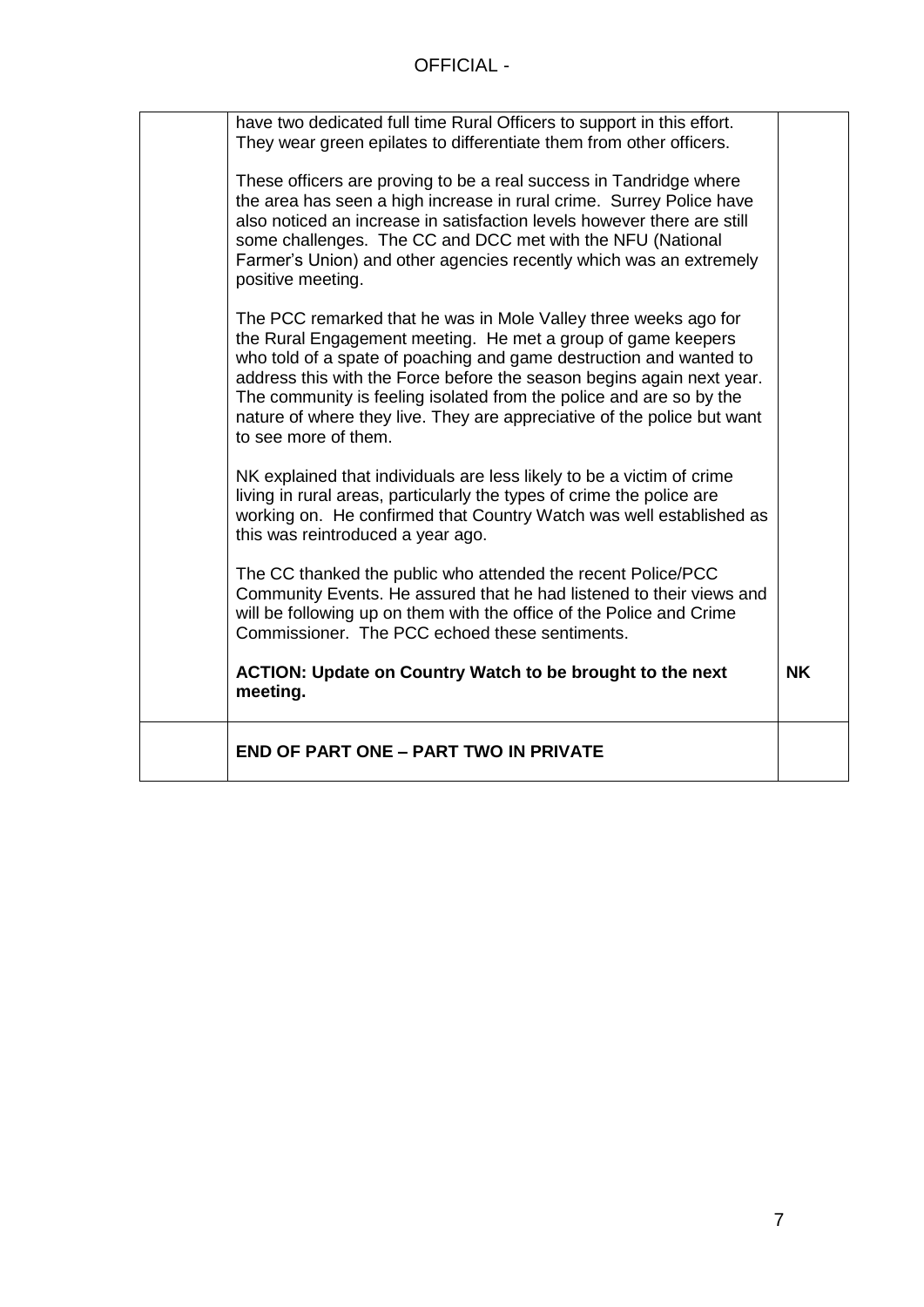| | | |
|---|---|---|
| | have two dedicated full time Rural Officers to support in this effort. They wear green epilates to differentiate them from other officers.<br><br>These officers are proving to be a real success in Tandridge where the area has seen a high increase in rural crime. Surrey Police have also noticed an increase in satisfaction levels however there are still some challenges. The CC and DCC met with the NFU (National Farmer's Union) and other agencies recently which was an extremely positive meeting.<br><br>The PCC remarked that he was in Mole Valley three weeks ago for the Rural Engagement meeting. He met a group of game keepers who told of a spate of poaching and game destruction and wanted to address this with the Force before the season begins again next year. The community is feeling isolated from the police and are so by the nature of where they live. They are appreciative of the police but want to see more of them.<br><br>NK explained that individuals are less likely to be a victim of crime living in rural areas, particularly the types of crime the police are working on. He confirmed that Country Watch was well established as this was reintroduced a year ago.<br><br>The CC thanked the public who attended the recent Police/PCC Community Events. He assured that he had listened to their views and will be following up on them with the office of the Police and Crime Commissioner. The PCC echoed these sentiments.<br><br>**ACTION: Update on Country Watch to be brought to the next meeting.** | **NK** |
| | **END OF PART ONE – PART TWO IN PRIVATE** | |